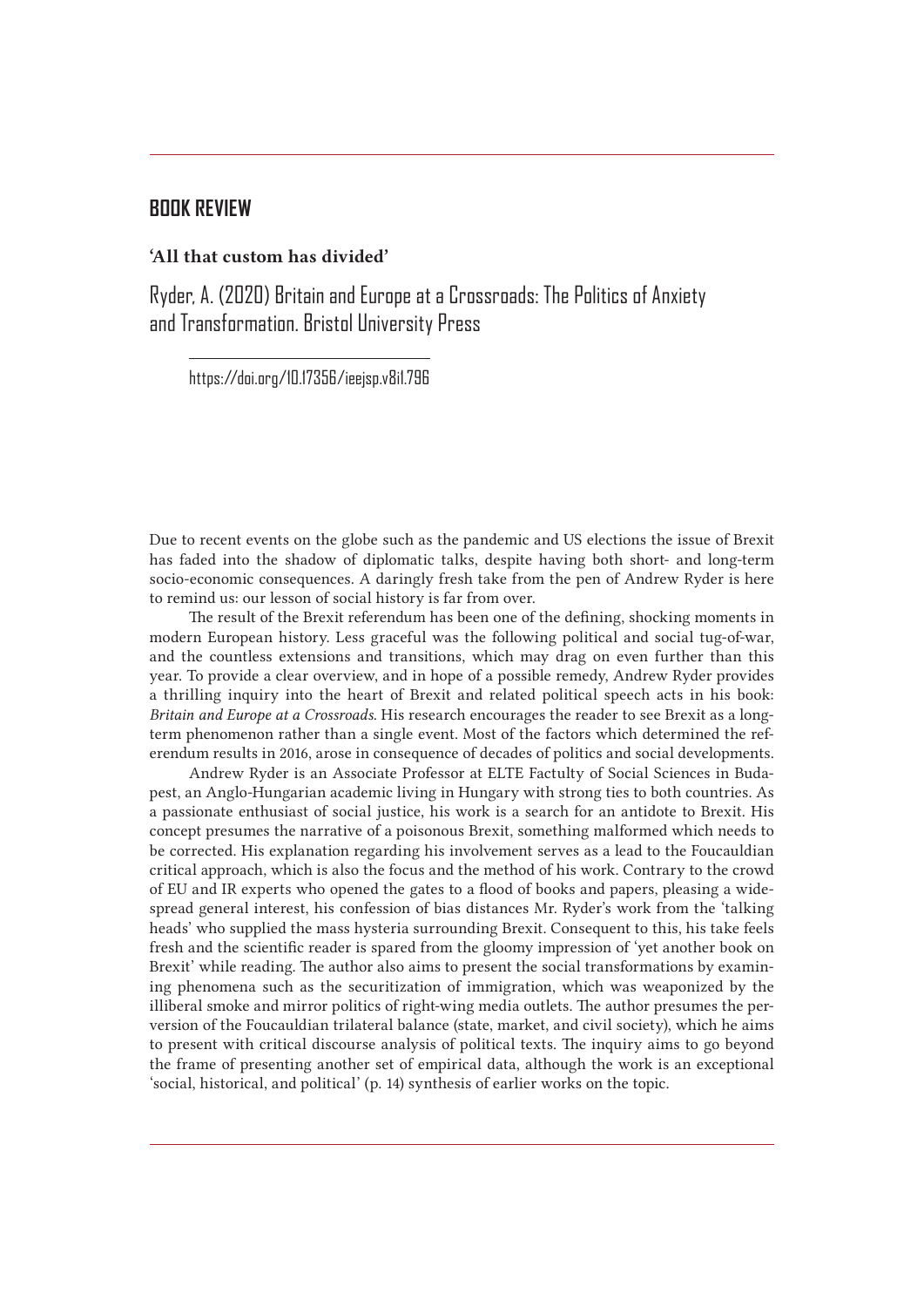## BOOK REVIEW

### 'All that custom has divided'

Ryder, A. (2020) Britain and Europe at a Crossroads: The Politics of Anxiety and Transformation. Bristol University Press

https://doi.org/10.17356/ieejsp.v8i1.796

Due to recent events on the globe such as the pandemic and US elections the issue of Brexit has faded into the shadow of diplomatic talks, despite having both short- and long-term socio-economic consequences. A daringly fresh take from the pen of Andrew Ryder is here to remind us: our lesson of social history is far from over.

The result of the Brexit referendum has been one of the defining, shocking moments in modern European history. Less graceful was the following political and social tug-of-war, and the countless extensions and transitions, which may drag on even further than this year. To provide a clear overview, and in hope of a possible remedy, Andrew Ryder provides a thrilling inquiry into the heart of Brexit and related political speech acts in his book: *Britain and Europe at a Crossroads*. His research encourages the reader to see Brexit as a long-term phenomenon rather than a single event. Most of the factors which determined the referendum results in 2016, arose in consequence of decades of politics and social developments.

Andrew Ryder is an Associate Professor at ELTE Factulty of Social Sciences in Budapest, an Anglo-Hungarian academic living in Hungary with strong ties to both countries. As a passionate enthusiast of social justice, his work is a search for an antidote to Brexit. His concept presumes the narrative of a poisonous Brexit, something malformed which needs to be corrected. His explanation regarding his involvement serves as a lead to the Foucauldian critical approach, which is also the focus and the method of his work. Contrary to the crowd of EU and IR experts who opened the gates to a flood of books and papers, pleasing a widespread general interest, his confession of bias distances Mr. Ryder's work from the 'talking heads' who supplied the mass hysteria surrounding Brexit. Consequent to this, his take feels fresh and the scientific reader is spared from the gloomy impression of 'yet another book on Brexit' while reading. The author also aims to present the social transformations by examining phenomena such as the securitization of immigration, which was weaponized by the illiberal smoke and mirror politics of right-wing media outlets. The author presumes the perversion of the Foucauldian trilateral balance (state, market, and civil society), which he aims to present with critical discourse analysis of political texts. The inquiry aims to go beyond the frame of presenting another set of empirical data, although the work is an exceptional 'social, historical, and political' (p. 14) synthesis of earlier works on the topic.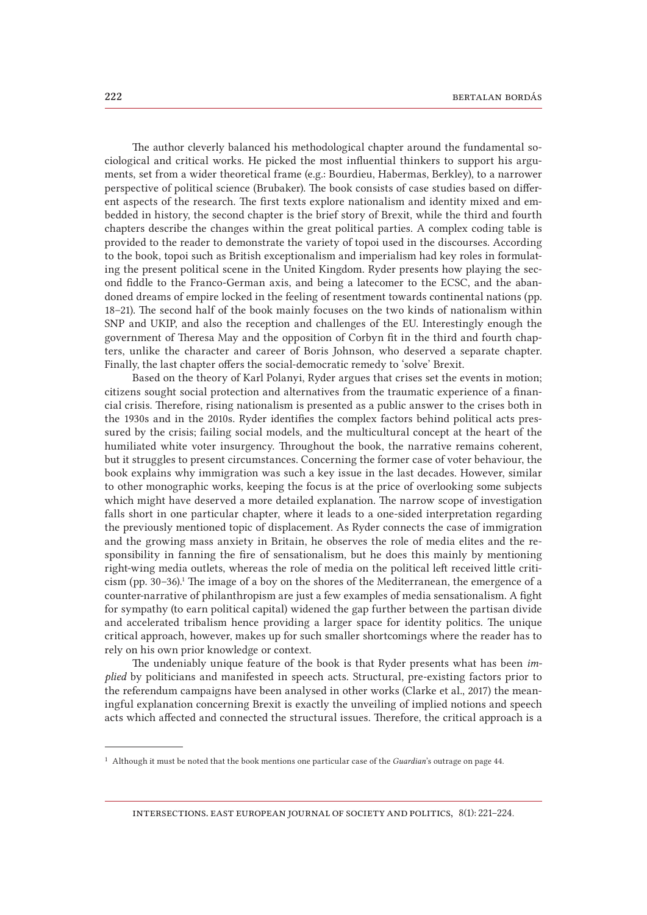The author cleverly balanced his methodological chapter around the fundamental sociological and critical works. He picked the most influential thinkers to support his arguments, set from a wider theoretical frame (e.g.: Bourdieu, Habermas, Berkley), to a narrower perspective of political science (Brubaker). The book consists of case studies based on different aspects of the research. The first texts explore nationalism and identity mixed and embedded in history, the second chapter is the brief story of Brexit, while the third and fourth chapters describe the changes within the great political parties. A complex coding table is provided to the reader to demonstrate the variety of topoi used in the discourses. According to the book, topoi such as British exceptionalism and imperialism had key roles in formulating the present political scene in the United Kingdom. Ryder presents how playing the second fiddle to the Franco-German axis, and being a latecomer to the ECSC, and the abandoned dreams of empire locked in the feeling of resentment towards continental nations (pp. 18–21). The second half of the book mainly focuses on the two kinds of nationalism within SNP and UKIP, and also the reception and challenges of the EU. Interestingly enough the government of Theresa May and the opposition of Corbyn fit in the third and fourth chapters, unlike the character and career of Boris Johnson, who deserved a separate chapter. Finally, the last chapter offers the social-democratic remedy to 'solve' Brexit.

Based on the theory of Karl Polanyi, Ryder argues that crises set the events in motion; citizens sought social protection and alternatives from the traumatic experience of a financial crisis. Therefore, rising nationalism is presented as a public answer to the crises both in the 1930s and in the 2010s. Ryder identifies the complex factors behind political acts pressured by the crisis; failing social models, and the multicultural concept at the heart of the humiliated white voter insurgency. Throughout the book, the narrative remains coherent, but it struggles to present circumstances. Concerning the former case of voter behaviour, the book explains why immigration was such a key issue in the last decades. However, similar to other monographic works, keeping the focus is at the price of overlooking some subjects which might have deserved a more detailed explanation. The narrow scope of investigation falls short in one particular chapter, where it leads to a one-sided interpretation regarding the previously mentioned topic of displacement. As Ryder connects the case of immigration and the growing mass anxiety in Britain, he observes the role of media elites and the responsibility in fanning the fire of sensationalism, but he does this mainly by mentioning right-wing media outlets, whereas the role of media on the political left received little criticism (pp. 30–36).[1] The image of a boy on the shores of the Mediterranean, the emergence of a counter-narrative of philanthropism are just a few examples of media sensationalism. A fight for sympathy (to earn political capital) widened the gap further between the partisan divide and accelerated tribalism hence providing a larger space for identity politics. The unique critical approach, however, makes up for such smaller shortcomings where the reader has to rely on his own prior knowledge or context.

The undeniably unique feature of the book is that Ryder presents what has been *implied* by politicians and manifested in speech acts. Structural, pre-existing factors prior to the referendum campaigns have been analysed in other works (Clarke et al., 2017) the meaningful explanation concerning Brexit is exactly the unveiling of implied notions and speech acts which affected and connected the structural issues. Therefore, the critical approach is a

[1] Although it must be noted that the book mentions one particular case of the *Guardian*'s outrage on page 44.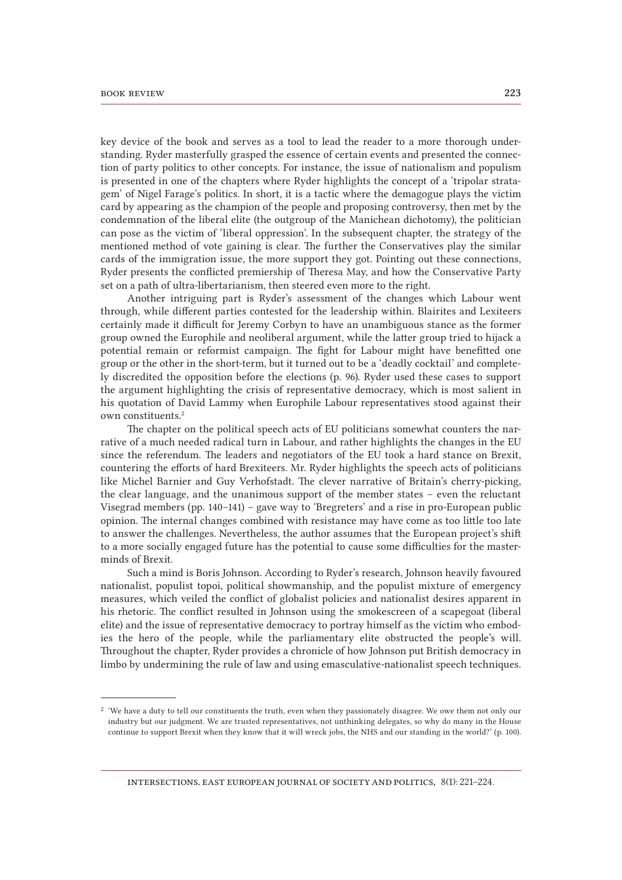key device of the book and serves as a tool to lead the reader to a more thorough understanding. Ryder masterfully grasped the essence of certain events and presented the connection of party politics to other concepts. For instance, the issue of nationalism and populism is presented in one of the chapters where Ryder highlights the concept of a 'tripolar stratagem' of Nigel Farage's politics. In short, it is a tactic where the demagogue plays the victim card by appearing as the champion of the people and proposing controversy, then met by the condemnation of the liberal elite (the outgroup of the Manichean dichotomy), the politician can pose as the victim of 'liberal oppression'. In the subsequent chapter, the strategy of the mentioned method of vote gaining is clear. The further the Conservatives play the similar cards of the immigration issue, the more support they got. Pointing out these connections, Ryder presents the conflicted premiership of Theresa May, and how the Conservative Party set on a path of ultra-libertarianism, then steered even more to the right.

Another intriguing part is Ryder's assessment of the changes which Labour went through, while different parties contested for the leadership within. Blairites and Lexiteers certainly made it difficult for Jeremy Corbyn to have an unambiguous stance as the former group owned the Europhile and neoliberal argument, while the latter group tried to hijack a potential remain or reformist campaign. The fight for Labour might have benefitted one group or the other in the short-term, but it turned out to be a 'deadly cocktail' and completely discredited the opposition before the elections (p. 96). Ryder used these cases to support the argument highlighting the crisis of representative democracy, which is most salient in his quotation of David Lammy when Europhile Labour representatives stood against their own constituents.[2]

The chapter on the political speech acts of EU politicians somewhat counters the narrative of a much needed radical turn in Labour, and rather highlights the changes in the EU since the referendum. The leaders and negotiators of the EU took a hard stance on Brexit, countering the efforts of hard Brexiteers. Mr. Ryder highlights the speech acts of politicians like Michel Barnier and Guy Verhofstadt. The clever narrative of Britain's cherry-picking, the clear language, and the unanimous support of the member states – even the reluctant Visegrad members (pp. 140–141) – gave way to 'Bregreters' and a rise in pro-European public opinion. The internal changes combined with resistance may have come as too little too late to answer the challenges. Nevertheless, the author assumes that the European project's shift to a more socially engaged future has the potential to cause some difficulties for the masterminds of Brexit.

Such a mind is Boris Johnson. According to Ryder's research, Johnson heavily favoured nationalist, populist topoi, political showmanship, and the populist mixture of emergency measures, which veiled the conflict of globalist policies and nationalist desires apparent in his rhetoric. The conflict resulted in Johnson using the smokescreen of a scapegoat (liberal elite) and the issue of representative democracy to portray himself as the victim who embodies the hero of the people, while the parliamentary elite obstructed the people's will. Throughout the chapter, Ryder provides a chronicle of how Johnson put British democracy in limbo by undermining the rule of law and using emasculative-nationalist speech techniques.

[2] 'We have a duty to tell our constituents the truth, even when they passionately disagree. We owe them not only our industry but our judgment. We are trusted representatives, not unthinking delegates, so why do many in the House continue to support Brexit when they know that it will wreck jobs, the NHS and our standing in the world?' (p. 100).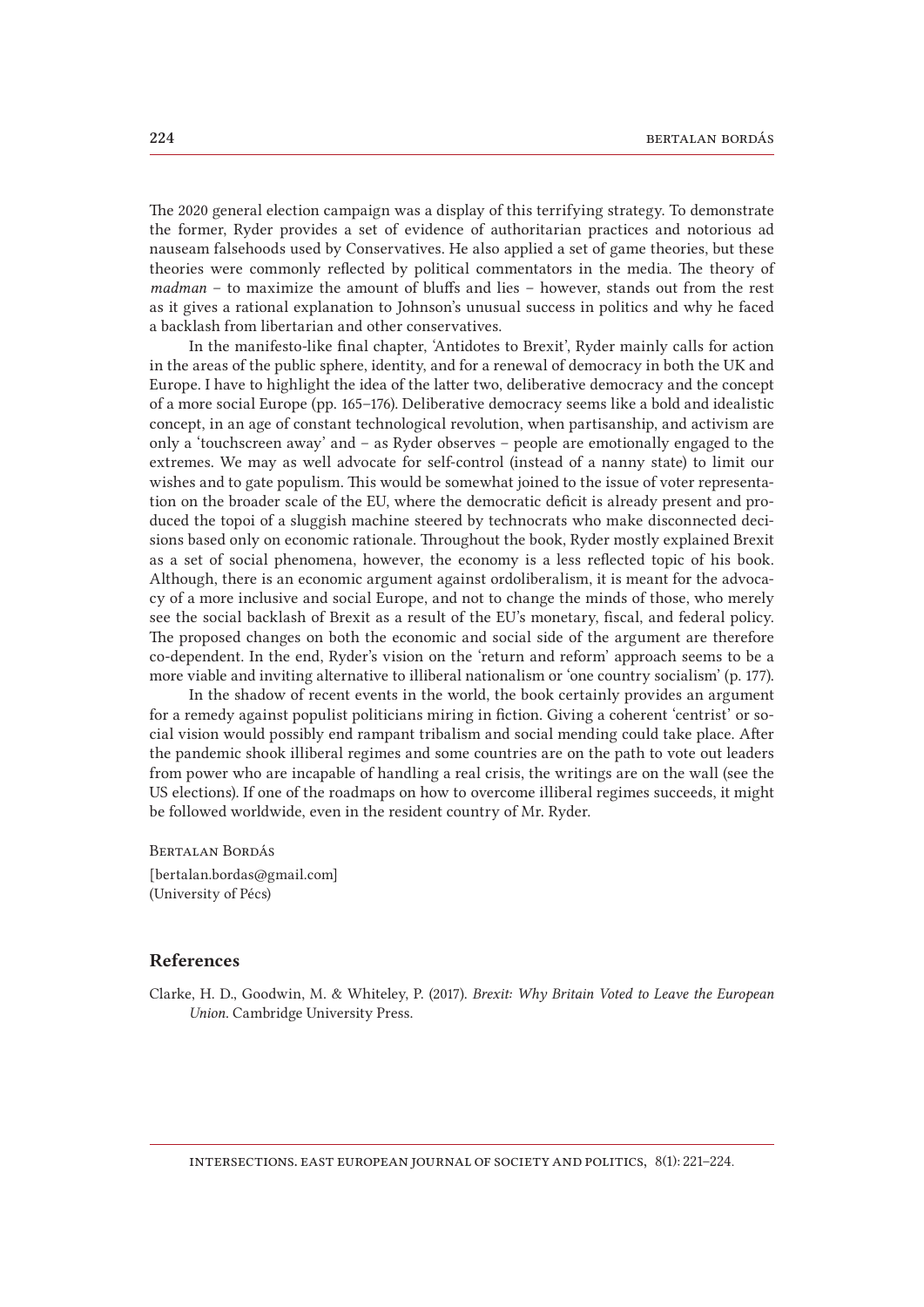The 2020 general election campaign was a display of this terrifying strategy. To demonstrate the former, Ryder provides a set of evidence of authoritarian practices and notorious ad nauseam falsehoods used by Conservatives. He also applied a set of game theories, but these theories were commonly reflected by political commentators in the media. The theory of *madman* – to maximize the amount of bluffs and lies – however, stands out from the rest as it gives a rational explanation to Johnson's unusual success in politics and why he faced a backlash from libertarian and other conservatives.

In the manifesto-like final chapter, 'Antidotes to Brexit', Ryder mainly calls for action in the areas of the public sphere, identity, and for a renewal of democracy in both the UK and Europe. I have to highlight the idea of the latter two, deliberative democracy and the concept of a more social Europe (pp. 165–176). Deliberative democracy seems like a bold and idealistic concept, in an age of constant technological revolution, when partisanship, and activism are only a 'touchscreen away' and – as Ryder observes – people are emotionally engaged to the extremes. We may as well advocate for self-control (instead of a nanny state) to limit our wishes and to gate populism. This would be somewhat joined to the issue of voter representation on the broader scale of the EU, where the democratic deficit is already present and produced the topoi of a sluggish machine steered by technocrats who make disconnected decisions based only on economic rationale. Throughout the book, Ryder mostly explained Brexit as a set of social phenomena, however, the economy is a less reflected topic of his book. Although, there is an economic argument against ordoliberalism, it is meant for the advocacy of a more inclusive and social Europe, and not to change the minds of those, who merely see the social backlash of Brexit as a result of the EU's monetary, fiscal, and federal policy. The proposed changes on both the economic and social side of the argument are therefore co-dependent. In the end, Ryder's vision on the 'return and reform' approach seems to be a more viable and inviting alternative to illiberal nationalism or 'one country socialism' (p. 177).

In the shadow of recent events in the world, the book certainly provides an argument for a remedy against populist politicians miring in fiction. Giving a coherent 'centrist' or social vision would possibly end rampant tribalism and social mending could take place. After the pandemic shook illiberal regimes and some countries are on the path to vote out leaders from power who are incapable of handling a real crisis, the writings are on the wall (see the US elections). If one of the roadmaps on how to overcome illiberal regimes succeeds, it might be followed worldwide, even in the resident country of Mr. Ryder.

Bertalan Bordás
[bertalan.bordas@gmail.com]
(University of Pécs)

## References

Clarke, H. D., Goodwin, M. & Whiteley, P. (2017). *Brexit: Why Britain Voted to Leave the European Union*. Cambridge University Press.